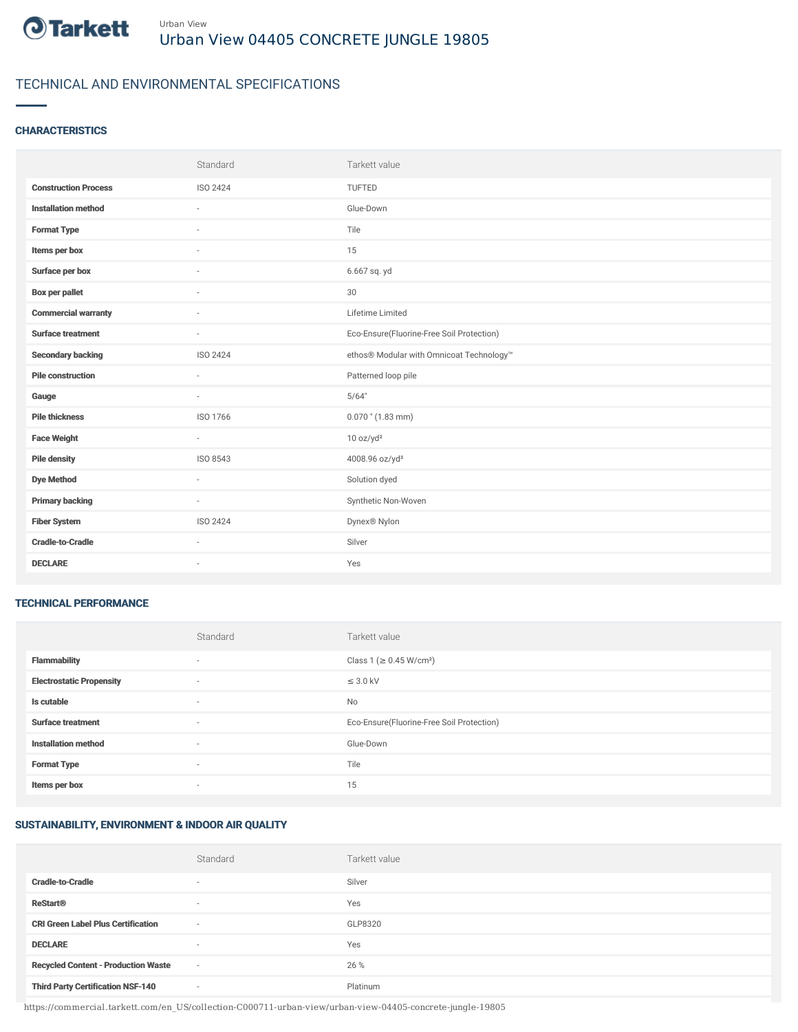Urban View

# Urban View 04405 CONCRETE JUNGLE 19805

## TECHNICAL AND ENVIRONMENTAL SPECIFICATIONS

### CHARACTERISTICS

| | Standard | Tarkett value |
|---|---|---|
| **Construction Process** | ISO 2424 | TUFTED |
| **Installation method** | - | Glue-Down |
| **Format Type** | - | Tile |
| **Items per box** | - | 15 |
| **Surface per box** | - | 6.667 sq. yd |
| **Box per pallet** | - | 30 |
| **Commercial warranty** | - | Lifetime Limited |
| **Surface treatment** | - | Eco-Ensure(Fluorine-Free Soil Protection) |
| **Secondary backing** | ISO 2424 | ethos® Modular with Omnicoat Technology™ |
| **Pile construction** | - | Patterned loop pile |
| **Gauge** | - | 5/64" |
| **Pile thickness** | ISO 1766 | 0.070 " (1.83 mm) |
| **Face Weight** | - | 10 oz/yd² |
| **Pile density** | ISO 8543 | 4008.96 oz/yd³ |
| **Dye Method** | - | Solution dyed |
| **Primary backing** | - | Synthetic Non-Woven |
| **Fiber System** | ISO 2424 | Dynex® Nylon |
| **Cradle-to-Cradle** | - | Silver |
| **DECLARE** | - | Yes |

### TECHNICAL PERFORMANCE

| | Standard | Tarkett value |
|---|---|---|
| **Flammability** | - | Class 1 (≥ 0.45 W/cm²) |
| **Electrostatic Propensity** | - | ≤ 3.0 kV |
| **Is cutable** | - | No |
| **Surface treatment** | - | Eco-Ensure(Fluorine-Free Soil Protection) |
| **Installation method** | - | Glue-Down |
| **Format Type** | - | Tile |
| **Items per box** | - | 15 |

### SUSTAINABILITY, ENVIRONMENT & INDOOR AIR QUALITY

| | Standard | Tarkett value |
|---|---|---|
| **Cradle-to-Cradle** | - | Silver |
| **ReStart®** | - | Yes |
| **CRI Green Label Plus Certification** | - | GLP8320 |
| **DECLARE** | - | Yes |
| **Recycled Content - Production Waste** | - | 26 % |
| **Third Party Certification NSF-140** | - | Platinum |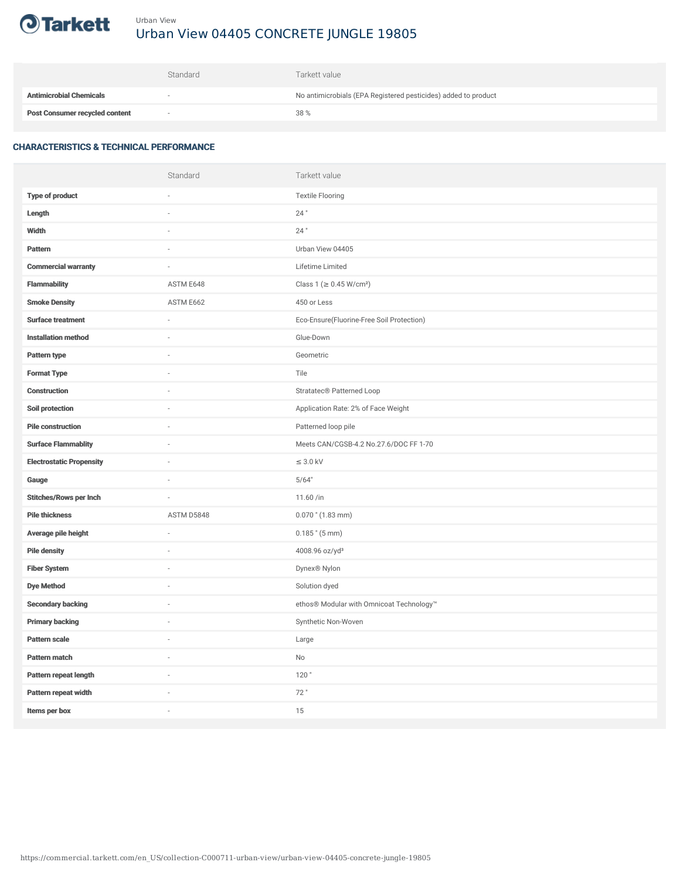Urban View

# Urban View 04405 CONCRETE JUNGLE 19805

| | Standard | Tarkett value |
|---|---|---|
| **Antimicrobial Chemicals** | - | No antimicrobials (EPA Registered pesticides) added to product |
| **Post Consumer recycled content** | - | 38 % |

## CHARACTERISTICS & TECHNICAL PERFORMANCE

| | Standard | Tarkett value |
|---|---|---|
| **Type of product** | - | Textile Flooring |
| **Length** | - | 24 " |
| **Width** | - | 24 " |
| **Pattern** | - | Urban View 04405 |
| **Commercial warranty** | - | Lifetime Limited |
| **Flammability** | ASTM E648 | Class 1 (≥ 0.45 W/cm²) |
| **Smoke Density** | ASTM E662 | 450 or Less |
| **Surface treatment** | - | Eco-Ensure(Fluorine-Free Soil Protection) |
| **Installation method** | - | Glue-Down |
| **Pattern type** | - | Geometric |
| **Format Type** | - | Tile |
| **Construction** | - | Stratatec® Patterned Loop |
| **Soil protection** | - | Application Rate: 2% of Face Weight |
| **Pile construction** | - | Patterned loop pile |
| **Surface Flammablity** | - | Meets CAN/CGSB-4.2 No.27.6/DOC FF 1-70 |
| **Electrostatic Propensity** | - | ≤ 3.0 kV |
| **Gauge** | - | 5/64" |
| **Stitches/Rows per Inch** | - | 11.60 /in |
| **Pile thickness** | ASTM D5848 | 0.070 " (1.83 mm) |
| **Average pile height** | - | 0.185 " (5 mm) |
| **Pile density** | - | 4008.96 oz/yd³ |
| **Fiber System** | - | Dynex® Nylon |
| **Dye Method** | - | Solution dyed |
| **Secondary backing** | - | ethos® Modular with Omnicoat Technology™ |
| **Primary backing** | - | Synthetic Non-Woven |
| **Pattern scale** | - | Large |
| **Pattern match** | - | No |
| **Pattern repeat length** | - | 120 " |
| **Pattern repeat width** | - | 72 " |
| **Items per box** | - | 15 |